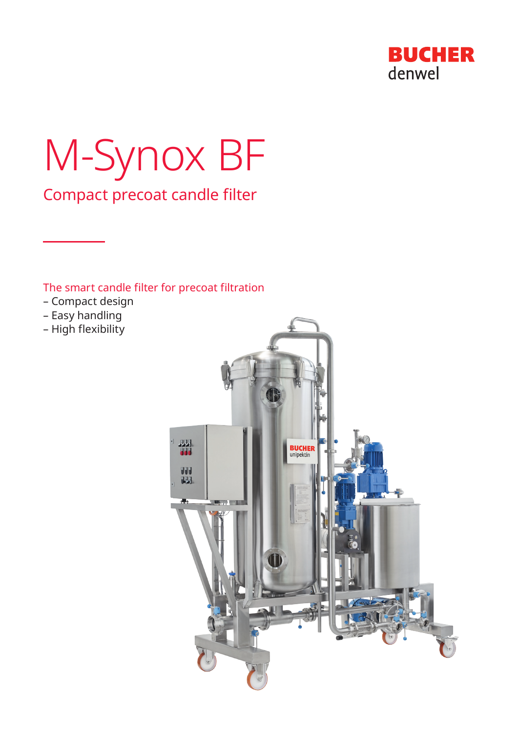BUCHER
denwel

# M-Synox BF

## Compact precoat candle filter

The smart candle filter for precoat filtration

– Compact design
– Easy handling
– High flexibility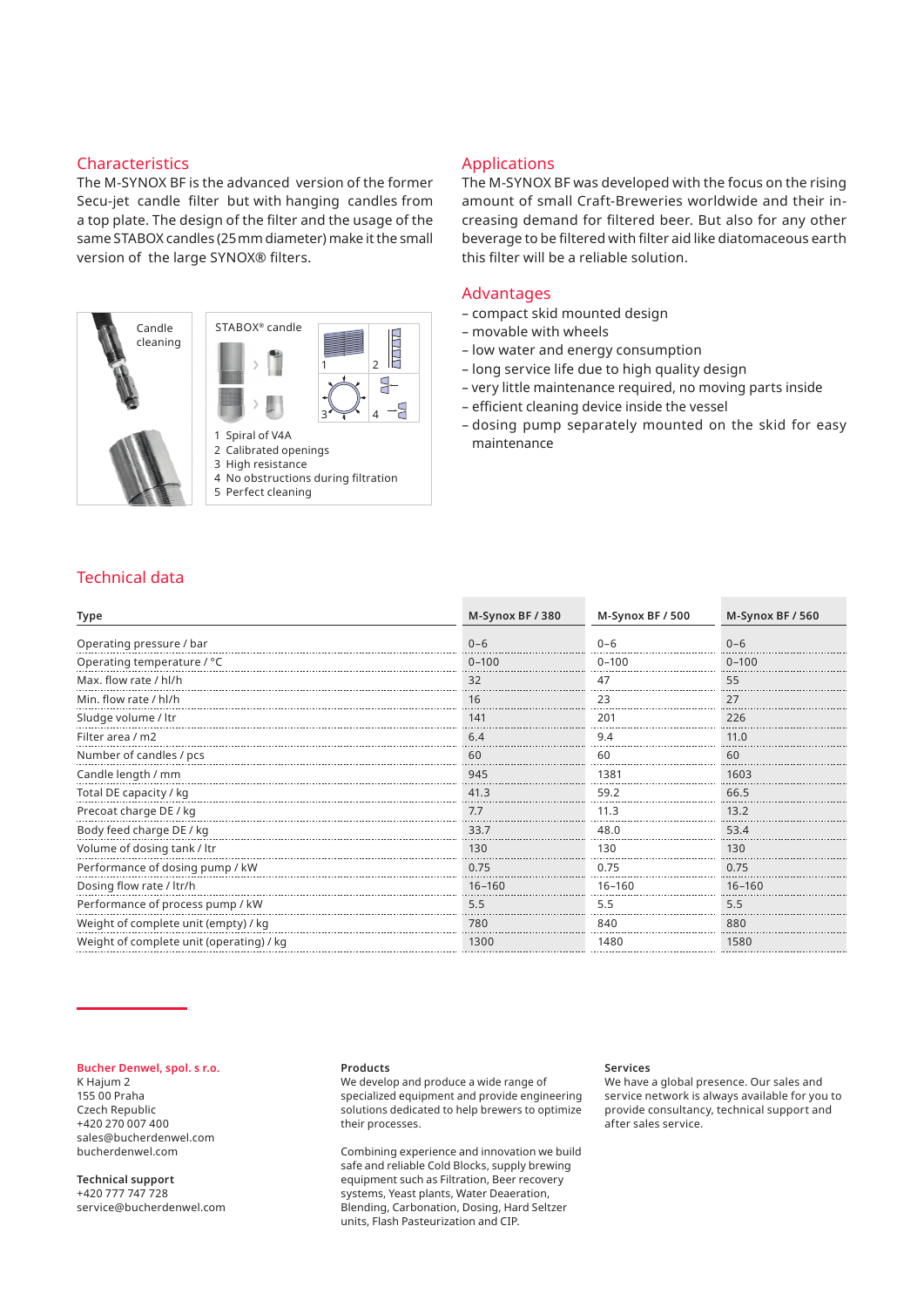## Characteristics

The M-SYNOX BF is the advanced version of the former Secu-jet candle filter but with hanging candles from a top plate. The design of the filter and the usage of the same STABOX candles (25 mm diameter) make it the small version of the large SYNOX® filters.

Candle cleaning

STABOX® candle

1 Spiral of V4A
2 Calibrated openings
3 High resistance
4 No obstructions during filtration
5 Perfect cleaning

## Applications

The M-SYNOX BF was developed with the focus on the rising amount of small Craft-Breweries worldwide and their increasing demand for filtered beer. But also for any other beverage to be filtered with filter aid like diatomaceous earth this filter will be a reliable solution.

## Advantages

- compact skid mounted design
- movable with wheels
- low water and energy consumption
- long service life due to high quality design
- very little maintenance required, no moving parts inside
- efficient cleaning device inside the vessel
- dosing pump separately mounted on the skid for easy maintenance

## Technical data

| Type | M-Synox BF / 380 | M-Synox BF / 500 | M-Synox BF / 560 |
|---|---|---|---|
| Operating pressure / bar | 0–6 | 0–6 | 0–6 |
| Operating temperature / °C | 0–100 | 0–100 | 0–100 |
| Max. flow rate / hl/h | 32 | 47 | 55 |
| Min. flow rate / hl/h | 16 | 23 | 27 |
| Sludge volume / ltr | 141 | 201 | 226 |
| Filter area / m2 | 6.4 | 9.4 | 11.0 |
| Number of candles / pcs | 60 | 60 | 60 |
| Candle length / mm | 945 | 1381 | 1603 |
| Total DE capacity / kg | 41.3 | 59.2 | 66.5 |
| Precoat charge DE / kg | 7.7 | 11.3 | 13.2 |
| Body feed charge DE / kg | 33.7 | 48.0 | 53.4 |
| Volume of dosing tank / ltr | 130 | 130 | 130 |
| Performance of dosing pump / kW | 0.75 | 0.75 | 0.75 |
| Dosing flow rate / ltr/h | 16–160 | 16–160 | 16–160 |
| Performance of process pump / kW | 5.5 | 5.5 | 5.5 |
| Weight of complete unit (empty) / kg | 780 | 840 | 880 |
| Weight of complete unit (operating) / kg | 1300 | 1480 | 1580 |

**Bucher Denwel, spol. s r.o.**
K Hajum 2
155 00 Praha
Czech Republic
+420 270 007 400
sales@bucherdenwel.com
bucherdenwel.com

**Technical support**
+420 777 747 728
service@bucherdenwel.com

**Products**
We develop and produce a wide range of specialized equipment and provide engineering solutions dedicated to help brewers to optimize their processes.

Combining experience and innovation we build safe and reliable Cold Blocks, supply brewing equipment such as Filtration, Beer recovery systems, Yeast plants, Water Deaeration, Blending, Carbonation, Dosing, Hard Seltzer units, Flash Pasteurization and CIP.

**Services**
We have a global presence. Our sales and service network is always available for you to provide consultancy, technical support and after sales service.